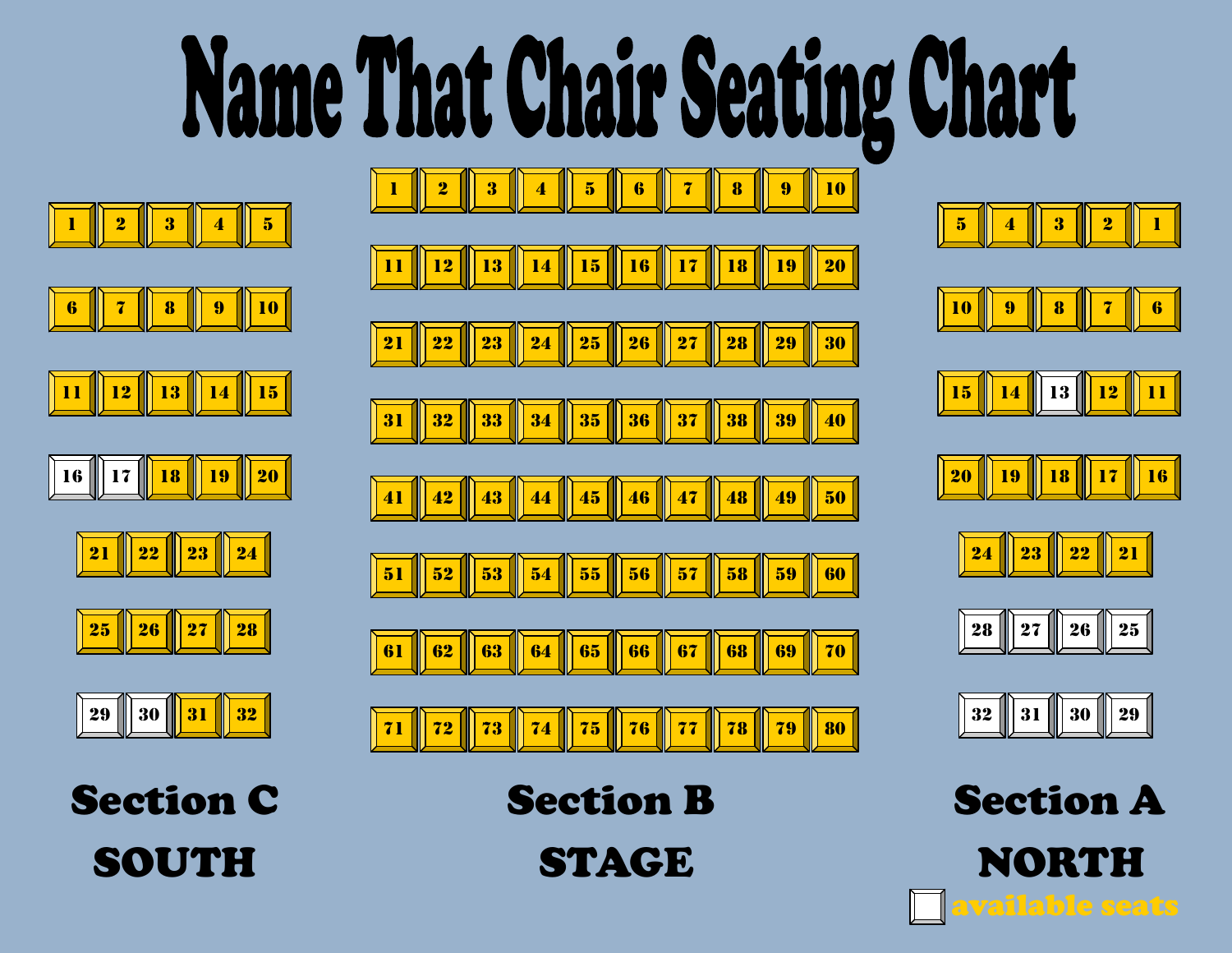# Name That Chair Seating Chart

## Section C — SOUTH

| | | | | |
|---|---|---|---|---|
| 1 | 2 | 3 | 4 | 5 |
| 6 | 7 | 8 | 9 | 10 |
| 11 | 12 | 13 | 14 | 15 |
| 16 (available) | 17 (available) | 18 | 19 | 20 |
| 21 | 22 | 23 | 24 | |
| 25 | 26 | 27 | 28 | |
| 29 (available) | 30 (available) | 31 | 32 | |

## Section B — STAGE

| | | | | | | | | | |
|---|---|---|---|---|---|---|---|---|---|
| 1 | 2 | 3 | 4 | 5 | 6 | 7 | 8 | 9 | 10 |
| 11 | 12 | 13 | 14 | 15 | 16 | 17 | 18 | 19 | 20 |
| 21 | 22 | 23 | 24 | 25 | 26 | 27 | 28 | 29 | 30 |
| 31 | 32 | 33 | 34 | 35 | 36 | 37 | 38 | 39 | 40 |
| 41 | 42 | 43 | 44 | 45 | 46 | 47 | 48 | 49 | 50 |
| 51 | 52 | 53 | 54 | 55 | 56 | 57 | 58 | 59 | 60 |
| 61 | 62 | 63 | 64 | 65 | 66 | 67 | 68 | 69 | 70 |
| 71 | 72 | 73 | 74 | 75 | 76 | 77 | 78 | 79 | 80 |

## Section A — NORTH

| | | | | |
|---|---|---|---|---|
| 5 | 4 | 3 | 2 | 1 |
| 10 | 9 | 8 | 7 | 6 |
| 15 | 14 | 13 (available) | 12 | 11 |
| 20 | 19 | 18 | 17 | 16 |
| 24 | 23 | 22 | 21 | |
| 28 (available) | 27 (available) | 26 (available) | 25 (available) | |
| 32 (available) | 31 (available) | 30 (available) | 29 (available) | |

☐ available seats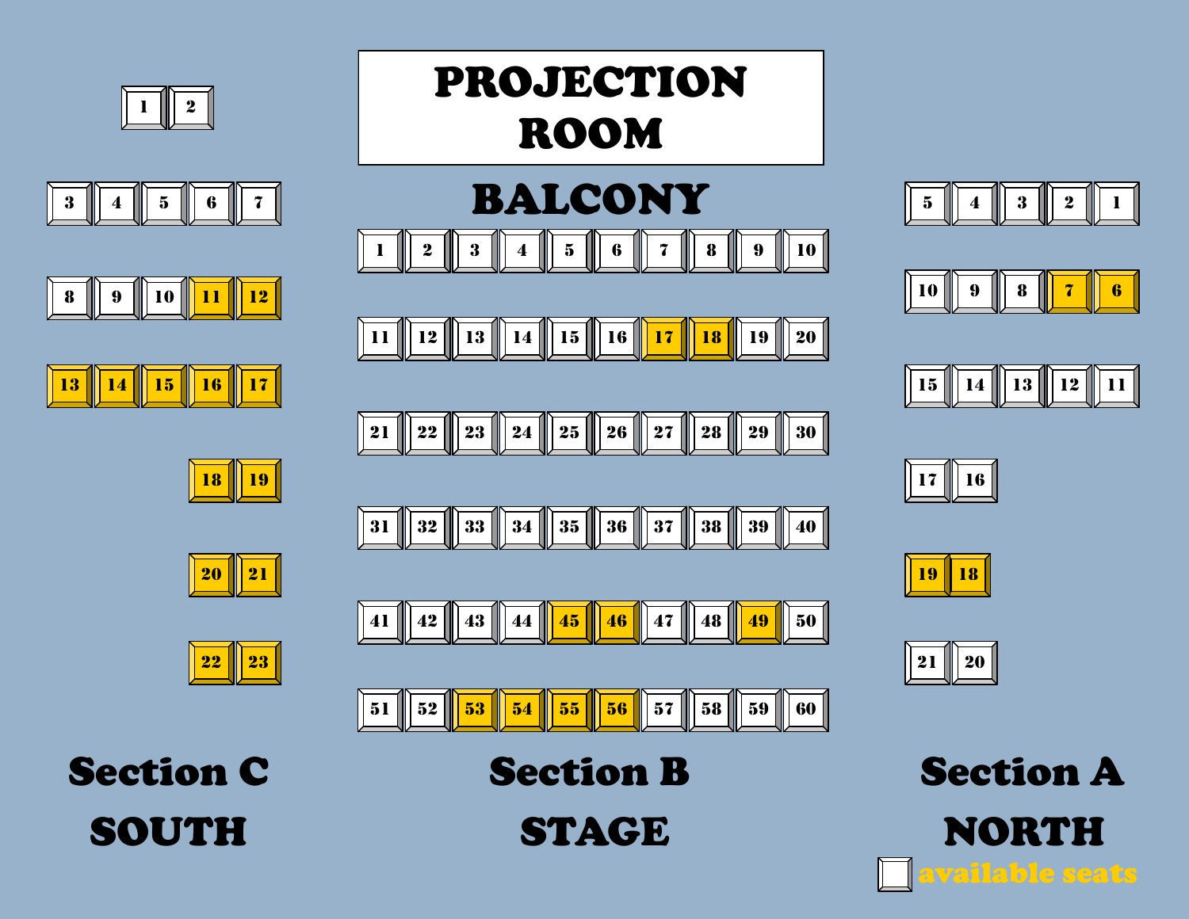# PROJECTION ROOM

## BALCONY

**Section C**

**SOUTH**

1 2

3 4 5 6 7

8 9 10 11 12

13 14 15 16 17

18 19

20 21

22 23

**Section B**

**STAGE**

1 2 3 4 5 6 7 8 9 10

11 12 13 14 15 16 17 18 19 20

21 22 23 24 25 26 27 28 29 30

31 32 33 34 35 36 37 38 39 40

41 42 43 44 45 46 47 48 49 50

51 52 53 54 55 56 57 58 59 60

**Section A**

**NORTH**

5 4 3 2 1

10 9 8 7 6

15 14 13 12 11

17 16

19 18

21 20

available seats